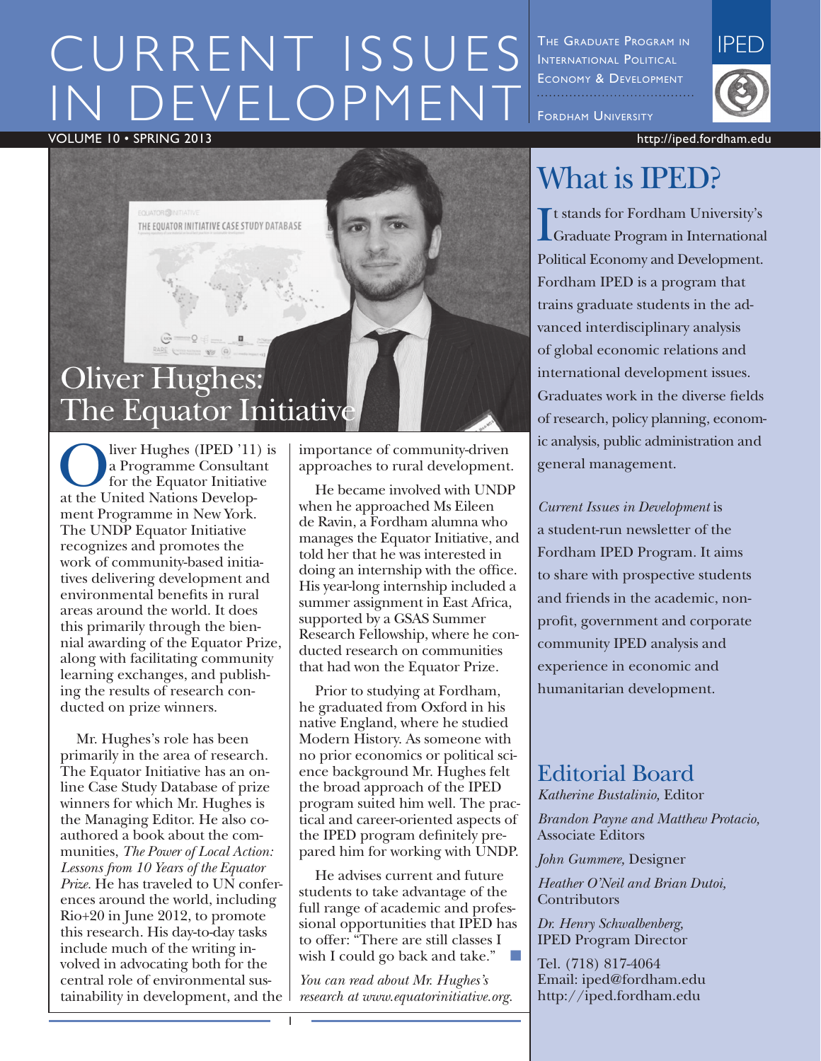# CURRENT ISSUES IN DEVELOPMENT

THE GRADUATE PROGRAM IN INTERNATIONAL POLITICAL ECONOMY & DEVELOPMENT

FORDHAM UNIVERSITY

IPED

VOLUME 10 • SPRING 2013

http://iped.fordham.edu

## Oliver Hughes: The Equator Initiative

Oliver Hughes (IPED '11) is a Programme Consultant for the Equator Initiative at the United Nations Development Programme in New York. The UNDP Equator Initiative recognizes and promotes the work of community-based initiatives delivering development and environmental benefits in rural areas around the world. It does this primarily through the biennial awarding of the Equator Prize, along with facilitating community learning exchanges, and publishing the results of research conducted on prize winners.

Mr. Hughes's role has been primarily in the area of research. The Equator Initiative has an online Case Study Database of prize winners for which Mr. Hughes is the Managing Editor. He also co-authored a book about the communities, *The Power of Local Action: Lessons from 10 Years of the Equator Prize.* He has traveled to UN conferences around the world, including Rio+20 in June 2012, to promote this research. His day-to-day tasks include much of the writing involved in advocating both for the central role of environmental sustainability in development, and the importance of community-driven approaches to rural development.

He became involved with UNDP when he approached Ms Eileen de Ravin, a Fordham alumna who manages the Equator Initiative, and told her that he was interested in doing an internship with the office. His year-long internship included a summer assignment in East Africa, supported by a GSAS Summer Research Fellowship, where he conducted research on communities that had won the Equator Prize.

Prior to studying at Fordham, he graduated from Oxford in his native England, where he studied Modern History. As someone with no prior economics or political science background Mr. Hughes felt the broad approach of the IPED program suited him well. The practical and career-oriented aspects of the IPED program definitely prepared him for working with UNDP.

He advises current and future students to take advantage of the full range of academic and professional opportunities that IPED has to offer: "There are still classes I wish I could go back and take." ■

*You can read about Mr. Hughes's research at www.equatorinitiative.org.*

## What is IPED?

It stands for Fordham University's Graduate Program in International Political Economy and Development. Fordham IPED is a program that trains graduate students in the advanced interdisciplinary analysis of global economic relations and international development issues. Graduates work in the diverse fields of research, policy planning, economic analysis, public administration and general management.

*Current Issues in Development* is a student-run newsletter of the Fordham IPED Program. It aims to share with prospective students and friends in the academic, nonprofit, government and corporate community IPED analysis and experience in economic and humanitarian development.

## Editorial Board

*Katherine Bustalinio,* Editor

*Brandon Payne and Matthew Protacio,* Associate Editors

*John Gummere,* Designer

*Heather O'Neil and Brian Dutoi,* Contributors

*Dr. Henry Schwalbenberg,* IPED Program Director

Tel. (718) 817-4064
Email: iped@fordham.edu
http://iped.fordham.edu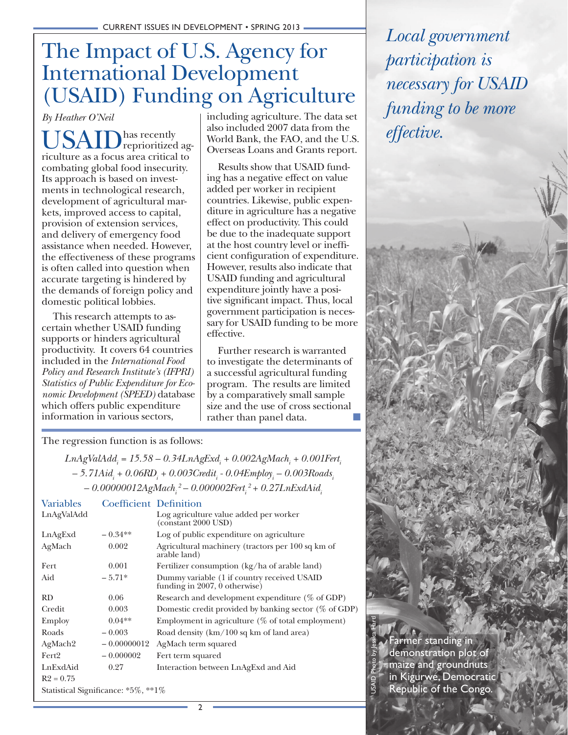# The Impact of U.S. Agency for International Development (USAID) Funding on Agriculture

*By Heather O'Neil*

USAID has recently reprioritized agriculture as a focus area critical to combating global food insecurity. Its approach is based on investments in technological research, development of agricultural markets, improved access to capital, provision of extension services, and delivery of emergency food assistance when needed. However, the effectiveness of these programs is often called into question when accurate targeting is hindered by the demands of foreign policy and domestic political lobbies.

This research attempts to ascertain whether USAID funding supports or hinders agricultural productivity. It covers 64 countries included in the *International Food Policy and Research Institute's (IFPRI) Statistics of Public Expenditure for Economic Development (SPEED)* database which offers public expenditure information in various sectors, including agriculture. The data set also included 2007 data from the World Bank, the FAO, and the U.S. Overseas Loans and Grants report.

Results show that USAID funding has a negative effect on value added per worker in recipient countries. Likewise, public expenditure in agriculture has a negative effect on productivity. This could be due to the inadequate support at the host country level or inefficient configuration of expenditure. However, results also indicate that USAID funding and agricultural expenditure jointly have a positive significant impact. Thus, local government participation is necessary for USAID funding to be more effective.

Further research is warranted to investigate the determinants of a successful agricultural funding program. The results are limited by a comparatively small sample size and the use of cross sectional rather than panel data.

*Local government participation is necessary for USAID funding to be more effective.*

The regression function is as follows:

$$LnAgValAdd_i = 15.58 - 0.34LnAgExd_i + 0.002AgMach_i + 0.001Fert_i - 5.71Aid_i + 0.06RD_i + 0.003Credit_i - 0.04Employ_i - 0.003Roads_i - 0.00000012AgMach_i^{\,2} - 0.000002Fert_i^{\,2} + 0.27LnExdAid_i$$

| Variables | Coefficient | Definition |
|---|---|---|
| LnAgValAdd | | Log agriculture value added per worker (constant 2000 USD) |
| LnAgExd | – 0.34** | Log of public expenditure on agriculture |
| AgMach | 0.002 | Agricultural machinery (tractors per 100 sq km of arable land) |
| Fert | 0.001 | Fertilizer consumption (kg/ha of arable land) |
| Aid | – 5.71* | Dummy variable (1 if country received USAID funding in 2007, 0 otherwise) |
| RD | 0.06 | Research and development expenditure (% of GDP) |
| Credit | 0.003 | Domestic credit provided by banking sector (% of GDP) |
| Employ | 0.04** | Employment in agriculture (% of total employment) |
| Roads | – 0.003 | Road density (km/100 sq km of land area) |
| AgMach2 | – 0.00000012 | AgMach term squared |
| Fert2 | – 0.000002 | Fert term squared |
| LnExdAid | 0.27 | Interaction between LnAgExd and Aid |
| $R^2 = 0.75$ | | |

Statistical Significance: *5%, **1%

Farmer standing in demonstration plot of maize and groundnuts in Kigurwe, Democratic Republic of the Congo.

USAID Photo by Jessica Hartl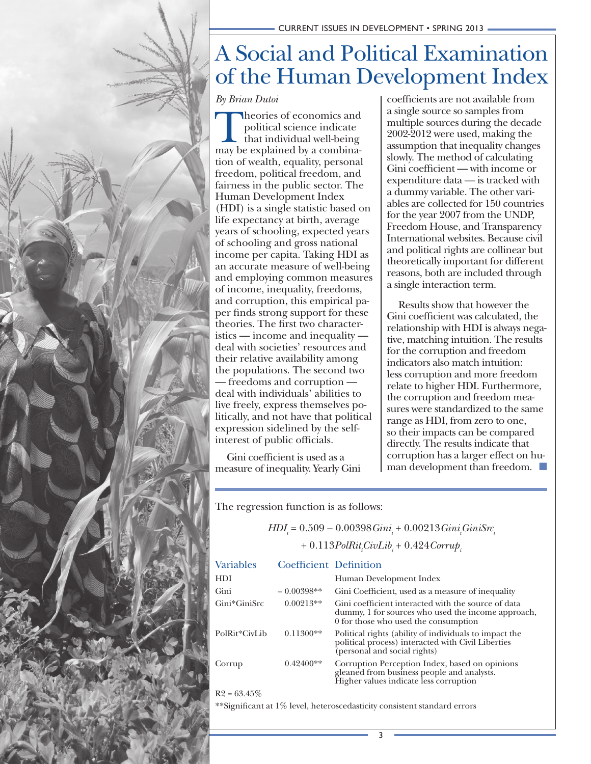# A Social and Political Examination of the Human Development Index

*By Brian Dutoi*

Theories of economics and political science indicate that individual well-being may be explained by a combination of wealth, equality, personal freedom, political freedom, and fairness in the public sector. The Human Development Index (HDI) is a single statistic based on life expectancy at birth, average years of schooling, expected years of schooling and gross national income per capita. Taking HDI as an accurate measure of well-being and employing common measures of income, inequality, freedoms, and corruption, this empirical paper finds strong support for these theories. The first two characteristics — income and inequality — deal with societies' resources and their relative availability among the populations. The second two — freedoms and corruption — deal with individuals' abilities to live freely, express themselves politically, and not have that political expression sidelined by the self-interest of public officials.

Gini coefficient is used as a measure of inequality. Yearly Gini coefficients are not available from a single source so samples from multiple sources during the decade 2002-2012 were used, making the assumption that inequality changes slowly. The method of calculating Gini coefficient — with income or expenditure data — is tracked with a dummy variable. The other variables are collected for 150 countries for the year 2007 from the UNDP, Freedom House, and Transparency International websites. Because civil and political rights are collinear but theoretically important for different reasons, both are included through a single interaction term.

Results show that however the Gini coefficient was calculated, the relationship with HDI is always negative, matching intuition. The results for the corruption and freedom indicators also match intuition: less corruption and more freedom relate to higher HDI. Furthermore, the corruption and freedom measures were standardized to the same range as HDI, from zero to one, so their impacts can be compared directly. The results indicate that corruption has a larger effect on human development than freedom.

The regression function is as follows:

$$HDI_i = 0.509 - 0.00398\,Gini_i + 0.00213\,Gini_i GiniSrc_i + 0.113\,PolRit_i CivLib_i + 0.424\,Corrup_i$$

| Variables | Coefficient | Definition |
|---|---|---|
| HDI | | Human Development Index |
| Gini | – 0.00398** | Gini Coefficient, used as a measure of inequality |
| Gini*GiniSrc | 0.00213** | Gini coefficient interacted with the source of data dummy, 1 for sources who used the income approach, 0 for those who used the consumption |
| PolRit*CivLib | 0.11300** | Political rights (ability of individuals to impact the political process) interacted with Civil Liberties (personal and social rights) |
| Corrup | 0.42400** | Corruption Perception Index, based on opinions gleaned from business people and analysts. Higher values indicate less corruption |

$R2 = 63.45\%$

**Significant at 1% level, heteroscedasticity consistent standard errors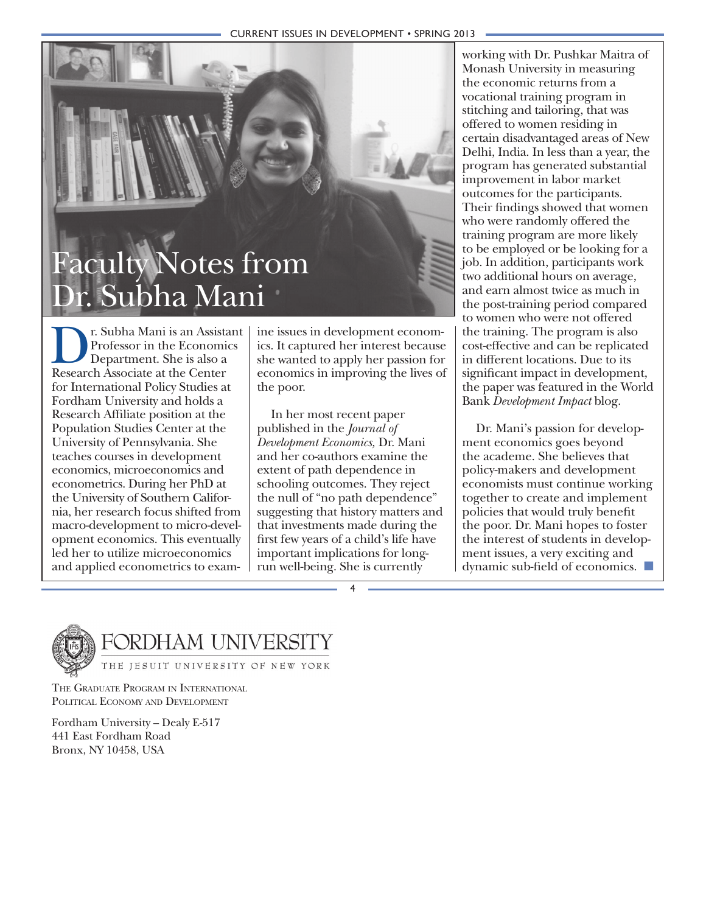# Faculty Notes from Dr. Subha Mani

Dr. Subha Mani is an Assistant Professor in the Economics Department. She is also a Research Associate at the Center for International Policy Studies at Fordham University and holds a Research Affiliate position at the Population Studies Center at the University of Pennsylvania. She teaches courses in development economics, microeconomics and econometrics. During her PhD at the University of Southern California, her research focus shifted from macro-development to micro-development economics. This eventually led her to utilize microeconomics and applied econometrics to examine issues in development economics. It captured her interest because she wanted to apply her passion for economics in improving the lives of the poor.

In her most recent paper published in the *Journal of Development Economics,* Dr. Mani and her co-authors examine the extent of path dependence in schooling outcomes. They reject the null of "no path dependence" suggesting that history matters and that investments made during the first few years of a child's life have important implications for long-run well-being. She is currently working with Dr. Pushkar Maitra of Monash University in measuring the economic returns from a vocational training program in stitching and tailoring, that was offered to women residing in certain disadvantaged areas of New Delhi, India. In less than a year, the program has generated substantial improvement in labor market outcomes for the participants. Their findings showed that women who were randomly offered the training program are more likely to be employed or be looking for a job. In addition, participants work two additional hours on average, and earn almost twice as much in the post-training period compared to women who were not offered the training. The program is also cost-effective and can be replicated in different locations. Due to its significant impact in development, the paper was featured in the World Bank *Development Impact* blog.

Dr. Mani's passion for development economics goes beyond the academe. She believes that policy-makers and development economists must continue working together to create and implement policies that would truly benefit the poor. Dr. Mani hopes to foster the interest of students in development issues, a very exciting and dynamic sub-field of economics.

FORDHAM UNIVERSITY

THE JESUIT UNIVERSITY OF NEW YORK

The Graduate Program in International Political Economy and Development

Fordham University – Dealy E-517
441 East Fordham Road
Bronx, NY 10458, USA